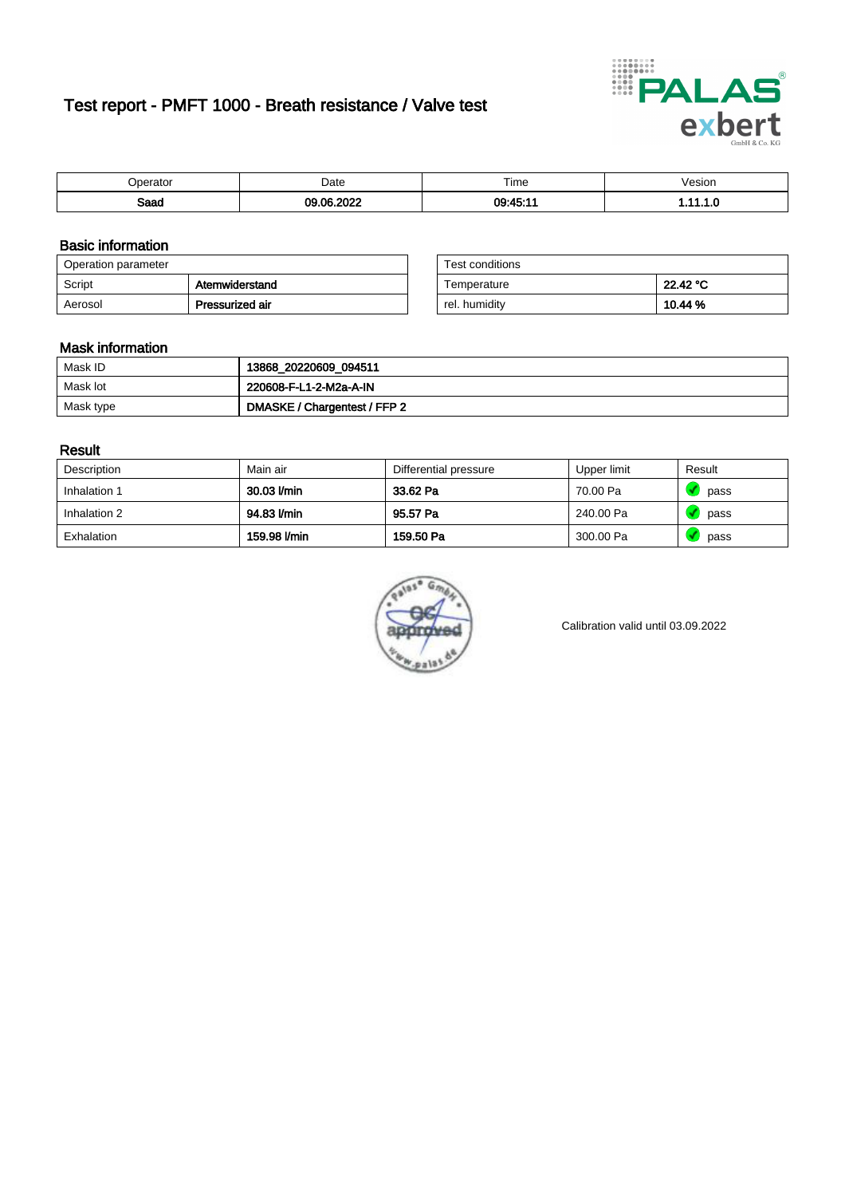# Test report - PMFT 1000 - Breath resistance / Valve test

| Operator | Date | Time | Vesion |
|---|---|---|---|
| **Saad** | **09.06.2022** | **09:45:11** | **1.11.1.0** |

## Basic information

| Operation parameter | |
|---|---|
| Script | **Atemwiderstand** |
| Aerosol | **Pressurized air** |

| Test conditions | |
|---|---|
| Temperature | **22.42 °C** |
| rel. humidity | **10.44 %** |

## Mask information

| | |
|---|---|
| Mask ID | **13868_20220609_094511** |
| Mask lot | **220608-F-L1-2-M2a-A-IN** |
| Mask type | **DMASKE / Chargentest / FFP 2** |

## Result

| Description | Main air | Differential pressure | Upper limit | Result |
|---|---|---|---|---|
| Inhalation 1 | **30.03 l/min** | **33.62 Pa** | 70.00 Pa | pass |
| Inhalation 2 | **94.83 l/min** | **95.57 Pa** | 240.00 Pa | pass |
| Exhalation | **159.98 l/min** | **159.50 Pa** | 300.00 Pa | pass |

palas® GmbH QC approved www.palas.de

Calibration valid until 03.09.2022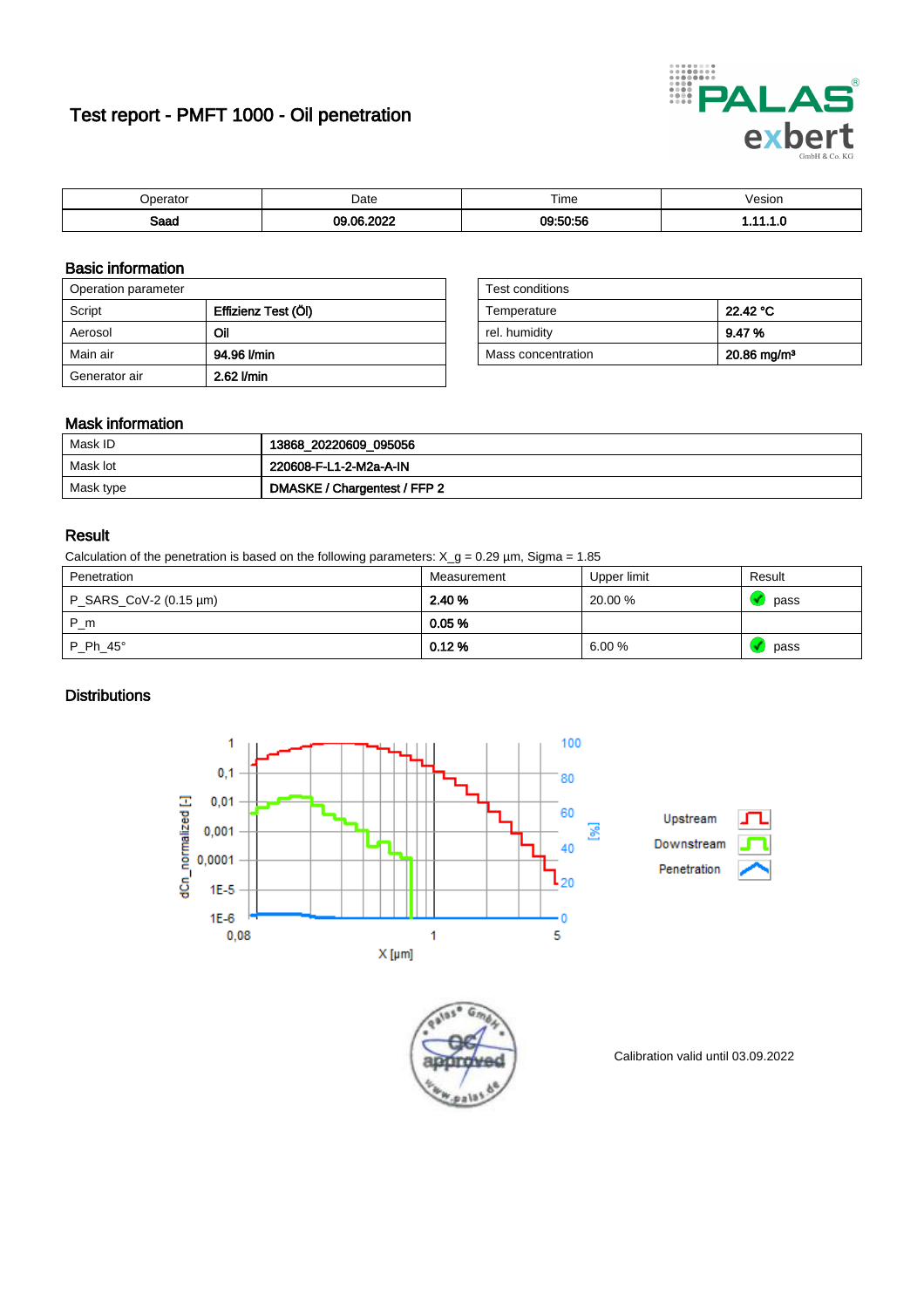# Test report - PMFT 1000 - Oil penetration

| Operator | Date | Time | Vesion |
|---|---|---|---|
| **Saad** | **09.06.2022** | **09:50:56** | **1.11.1.0** |

## Basic information

| Operation parameter | |
|---|---|
| Script | **Effizienz Test (Öl)** |
| Aerosol | **Oil** |
| Main air | **94.96 l/min** |
| Generator air | **2.62 l/min** |

| Test conditions | |
|---|---|
| Temperature | **22.42 °C** |
| rel. humidity | **9.47 %** |
| Mass concentration | **20.86 mg/m³** |

## Mask information

| | |
|---|---|
| Mask ID | **13868_20220609_095056** |
| Mask lot | **220608-F-L1-2-M2a-A-IN** |
| Mask type | **DMASKE / Chargentest / FFP 2** |

## Result

Calculation of the penetration is based on the following parameters: X_g = 0.29 µm, Sigma = 1.85

| Penetration | Measurement | Upper limit | Result |
|---|---|---|---|
| P_SARS_CoV-2 (0.15 µm) | **2.40 %** | 20.00 % | pass |
| P_m | **0.05 %** | | |
| P_Ph_45° | **0.12 %** | 6.00 % | pass |

## Distributions

dCn_normalized [-]
1
0,1
0,01
0,001
0,0001
1E-5
1E-6
0,08
1
5
X [µm]
[%]
100
80
60
40
20
0
Upstream
Downstream
Penetration

Calibration valid until 03.09.2022